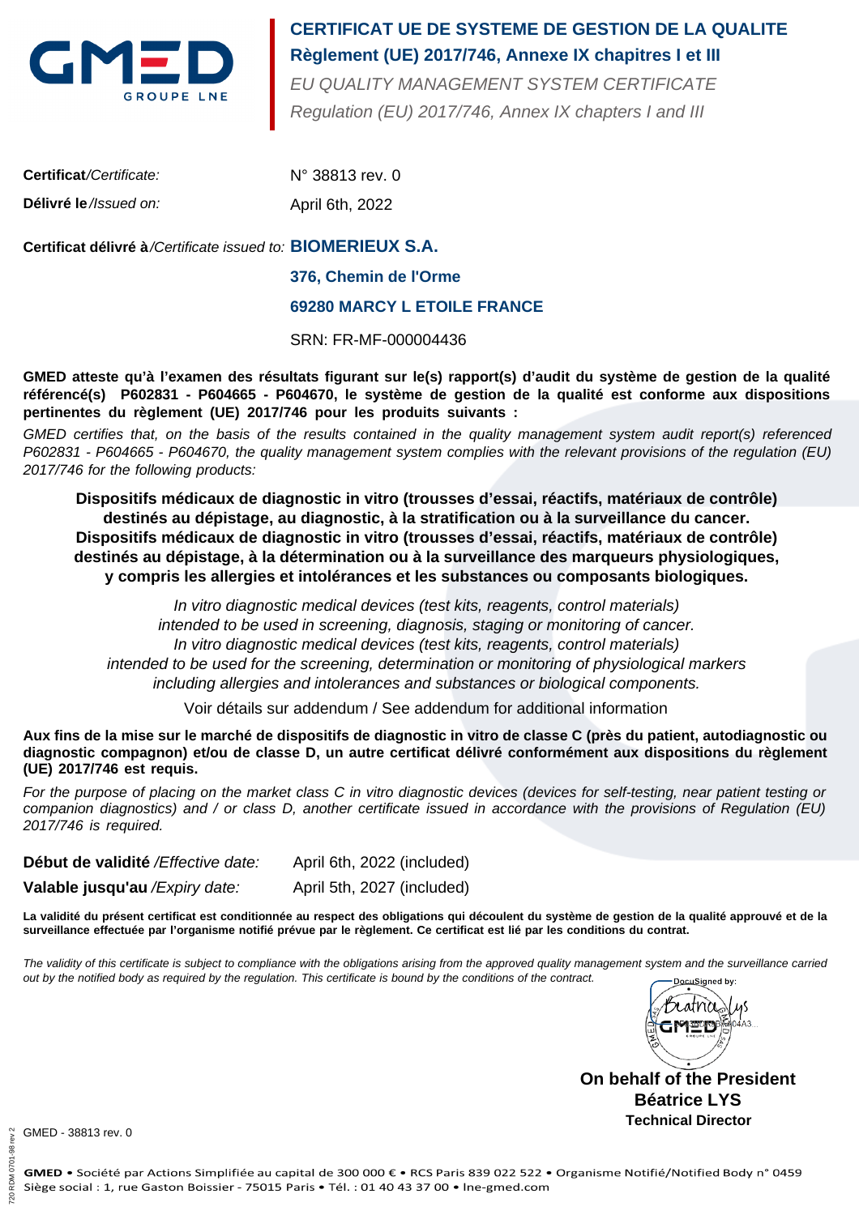# CERTIFICAT UE DE SYSTEME DE GESTION DE LA QUALITE

## Règlement (UE) 2017/746, Annexe IX chapitres I et III

*EU QUALITY MANAGEMENT SYSTEM CERTIFICATE*

*Regulation (EU) 2017/746, Annex IX chapters I and III*

**Certificat**/*Certificate:* N° 38813 rev. 0

**Délivré le**/*Issued on:* April 6th, 2022

**Certificat délivré à**/*Certificate issued to:* **BIOMERIEUX S.A.**

**376, Chemin de l'Orme**

**69280 MARCY L ETOILE FRANCE**

SRN: FR-MF-000004436

**GMED atteste qu'à l'examen des résultats figurant sur le(s) rapport(s) d'audit du système de gestion de la qualité référencé(s) P602831 - P604665 - P604670, le système de gestion de la qualité est conforme aux dispositions pertinentes du règlement (UE) 2017/746 pour les produits suivants :**

*GMED certifies that, on the basis of the results contained in the quality management system audit report(s) referenced P602831 - P604665 - P604670, the quality management system complies with the relevant provisions of the regulation (EU) 2017/746 for the following products:*

**Dispositifs médicaux de diagnostic in vitro (trousses d'essai, réactifs, matériaux de contrôle) destinés au dépistage, au diagnostic, à la stratification ou à la surveillance du cancer.
Dispositifs médicaux de diagnostic in vitro (trousses d'essai, réactifs, matériaux de contrôle) destinés au dépistage, à la détermination ou à la surveillance des marqueurs physiologiques, y compris les allergies et intolérances et les substances ou composants biologiques.**

*In vitro diagnostic medical devices (test kits, reagents, control materials) intended to be used in screening, diagnosis, staging or monitoring of cancer.
In vitro diagnostic medical devices (test kits, reagents, control materials) intended to be used for the screening, determination or monitoring of physiological markers including allergies and intolerances and substances or biological components.*

Voir détails sur addendum / See addendum for additional information

**Aux fins de la mise sur le marché de dispositifs de diagnostic in vitro de classe C (près du patient, autodiagnostic ou diagnostic compagnon) et/ou de classe D, un autre certificat délivré conformément aux dispositions du règlement (UE) 2017/746 est requis.**

*For the purpose of placing on the market class C in vitro diagnostic devices (devices for self-testing, near patient testing or companion diagnostics) and / or class D, another certificate issued in accordance with the provisions of Regulation (EU) 2017/746 is required.*

**Début de validité** /*Effective date:* April 6th, 2022 (included)

**Valable jusqu'au** /*Expiry date:* April 5th, 2027 (included)

**La validité du présent certificat est conditionnée au respect des obligations qui découlent du système de gestion de la qualité approuvé et de la surveillance effectuée par l'organisme notifié prévue par le règlement. Ce certificat est lié par les conditions du contrat.**

*The validity of this certificate is subject to compliance with the obligations arising from the approved quality management system and the surveillance carried out by the notified body as required by the regulation. This certificate is bound by the conditions of the contract.*

DocuSigned by:

**On behalf of the President**
**Béatrice LYS**
**Technical Director**

GMED - 38813 rev. 0

**GMED** • Société par Actions Simplifiée au capital de 300 000 € • RCS Paris 839 022 522 • Organisme Notifié/Notified Body n° 0459
Siège social : 1, rue Gaston Boissier - 75015 Paris • Tél. : 01 40 43 37 00 • lne-gmed.com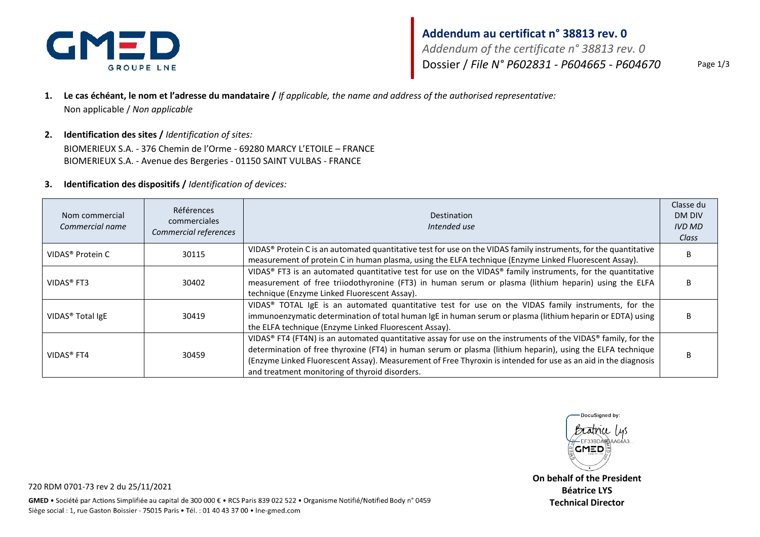**Addendum au certificat n° 38813 rev. 0**
*Addendum of the certificate n° 38813 rev. 0*
Dossier / *File N° P602831 - P604665 - P604670*

1. **Le cas échéant, le nom et l'adresse du mandataire /** *If applicable, the name and address of the authorised representative:*
   Non applicable / *Non applicable*

2. **Identification des sites /** *Identification of sites:*
   BIOMERIEUX S.A. - 376 Chemin de l'Orme - 69280 MARCY L'ETOILE – FRANCE
   BIOMERIEUX S.A. - Avenue des Bergeries - 01150 SAINT VULBAS - FRANCE

3. **Identification des dispositifs /** *Identification of devices:*

| Nom commercial *Commercial name* | Références commerciales *Commercial references* | Destination *Intended use* | Classe du DM DIV *IVD MD Class* |
|---|---|---|---|
| VIDAS® Protein C | 30115 | VIDAS® Protein C is an automated quantitative test for use on the VIDAS family instruments, for the quantitative measurement of protein C in human plasma, using the ELFA technique (Enzyme Linked Fluorescent Assay). | B |
| VIDAS® FT3 | 30402 | VIDAS® FT3 is an automated quantitative test for use on the VIDAS® family instruments, for the quantitative measurement of free triiodothyronine (FT3) in human serum or plasma (lithium heparin) using the ELFA technique (Enzyme Linked Fluorescent Assay). | B |
| VIDAS® Total IgE | 30419 | VIDAS® TOTAL IgE is an automated quantitative test for use on the VIDAS family instruments, for the immunoenzymatic determination of total human IgE in human serum or plasma (lithium heparin or EDTA) using the ELFA technique (Enzyme Linked Fluorescent Assay). | B |
| VIDAS® FT4 | 30459 | VIDAS® FT4 (FT4N) is an automated quantitative assay for use on the instruments of the VIDAS® family, for the determination of free thyroxine (FT4) in human serum or plasma (lithium heparin), using the ELFA technique (Enzyme Linked Fluorescent Assay). Measurement of Free Thyroxin is intended for use as an aid in the diagnosis and treatment monitoring of thyroid disorders. | B |

DocuSigned by:
Béatrice Lys
EF33BDA9DAA04A3...

**On behalf of the President**
**Béatrice LYS**
**Technical Director**

720 RDM 0701-73 rev 2 du 25/11/2021

**GMED** • Société par Actions Simplifiée au capital de 300 000 € • RCS Paris 839 022 522 • Organisme Notifié/Notified Body n° 0459
Siège social : 1, rue Gaston Boissier - 75015 Paris • Tél. : 01 40 43 37 00 • lne-gmed.com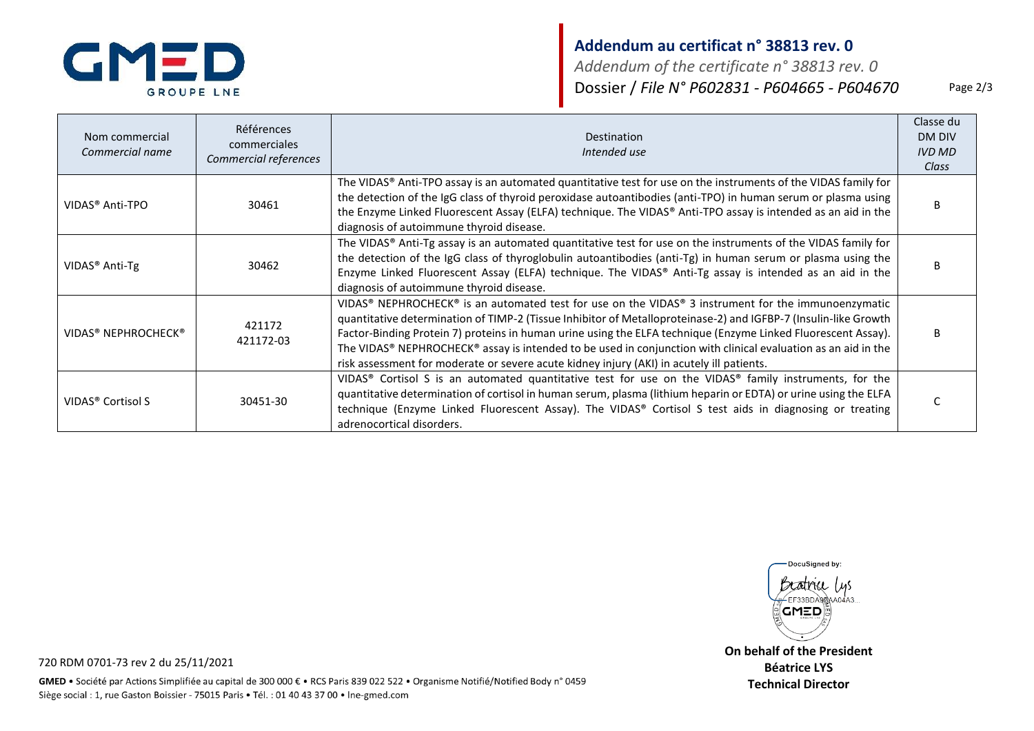**Addendum au certificat n° 38813 rev. 0**
*Addendum of the certificate n° 38813 rev. 0*
Dossier / *File N° P602831 - P604665 - P604670*

| Nom commercial *Commercial name* | Références commerciales *Commercial references* | Destination *Intended use* | Classe du DM DIV *IVD MD Class* |
|---|---|---|---|
| VIDAS® Anti-TPO | 30461 | The VIDAS® Anti-TPO assay is an automated quantitative test for use on the instruments of the VIDAS family for the detection of the IgG class of thyroid peroxidase autoantibodies (anti-TPO) in human serum or plasma using the Enzyme Linked Fluorescent Assay (ELFA) technique. The VIDAS® Anti-TPO assay is intended as an aid in the diagnosis of autoimmune thyroid disease. | B |
| VIDAS® Anti-Tg | 30462 | The VIDAS® Anti-Tg assay is an automated quantitative test for use on the instruments of the VIDAS family for the detection of the IgG class of thyroglobulin autoantibodies (anti-Tg) in human serum or plasma using the Enzyme Linked Fluorescent Assay (ELFA) technique. The VIDAS® Anti-Tg assay is intended as an aid in the diagnosis of autoimmune thyroid disease. | B |
| VIDAS® NEPHROCHECK® | 421172<br>421172-03 | VIDAS® NEPHROCHECK® is an automated test for use on the VIDAS® 3 instrument for the immunoenzymatic quantitative determination of TIMP-2 (Tissue Inhibitor of Metalloproteinase-2) and IGFBP-7 (Insulin-like Growth Factor-Binding Protein 7) proteins in human urine using the ELFA technique (Enzyme Linked Fluorescent Assay). The VIDAS® NEPHROCHECK® assay is intended to be used in conjunction with clinical evaluation as an aid in the risk assessment for moderate or severe acute kidney injury (AKI) in acutely ill patients. | B |
| VIDAS® Cortisol S | 30451-30 | VIDAS® Cortisol S is an automated quantitative test for use on the VIDAS® family instruments, for the quantitative determination of cortisol in human serum, plasma (lithium heparin or EDTA) or urine using the ELFA technique (Enzyme Linked Fluorescent Assay). The VIDAS® Cortisol S test aids in diagnosing or treating adrenocortical disorders. | C |

DocuSigned by:
Béatrice Lys
EF33BDA9BAA04A3...

**On behalf of the President**
**Béatrice LYS**
**Technical Director**

720 RDM 0701-73 rev 2 du 25/11/2021

**GMED** • Société par Actions Simplifiée au capital de 300 000 € • RCS Paris 839 022 522 • Organisme Notifié/Notified Body n° 0459
Siège social : 1, rue Gaston Boissier - 75015 Paris • Tél. : 01 40 43 37 00 • lne-gmed.com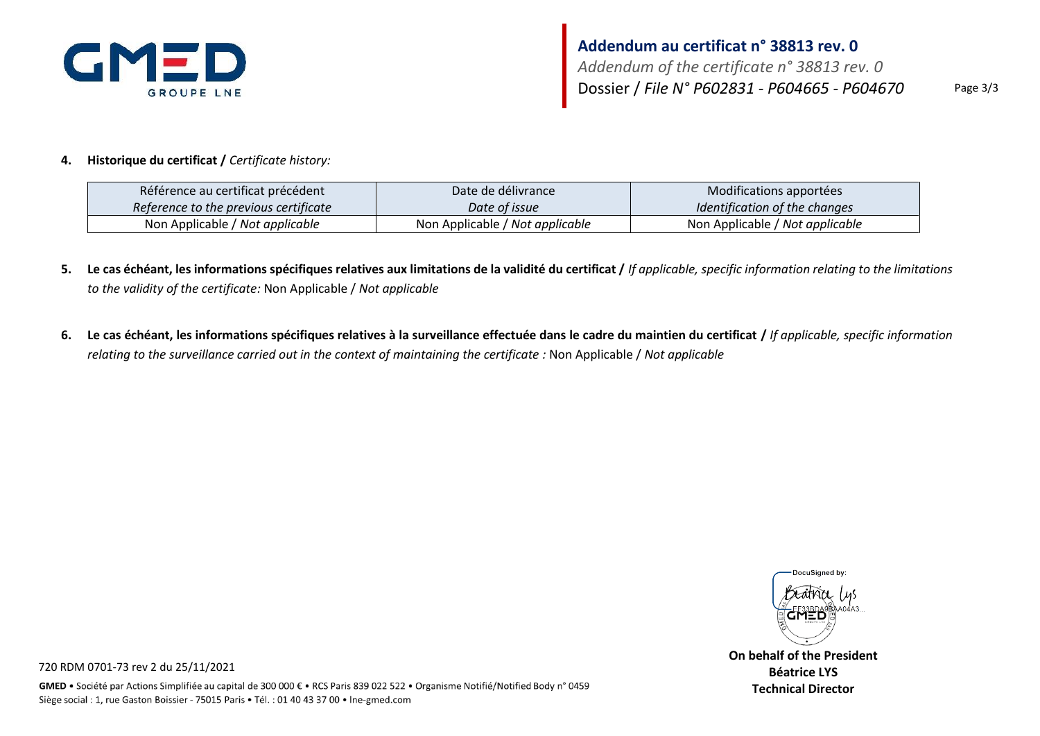**4. Historique du certificat /** *Certificate history:*

| Référence au certificat précédent *Reference to the previous certificate* | Date de délivrance *Date of issue* | Modifications apportées *Identification of the changes* |
|---|---|---|
| Non Applicable / *Not applicable* | Non Applicable / *Not applicable* | Non Applicable / *Not applicable* |

**5. Le cas échéant, les informations spécifiques relatives aux limitations de la validité du certificat /** *If applicable, specific information relating to the limitations to the validity of the certificate:* Non Applicable / *Not applicable*

**6. Le cas échéant, les informations spécifiques relatives à la surveillance effectuée dans le cadre du maintien du certificat /** *If applicable, specific information relating to the surveillance carried out in the context of maintaining the certificate :* Non Applicable / *Not applicable*

DocuSigned by:
Béatrice Lys
FF33BDA9B8A04A3...

**On behalf of the President**
**Béatrice LYS**
**Technical Director**

720 RDM 0701-73 rev 2 du 25/11/2021

**GMED** • Société par Actions Simplifiée au capital de 300 000 € • RCS Paris 839 022 522 • Organisme Notifié/Notified Body n° 0459
Siège social : 1, rue Gaston Boissier - 75015 Paris • Tél. : 01 40 43 37 00 • lne-gmed.com